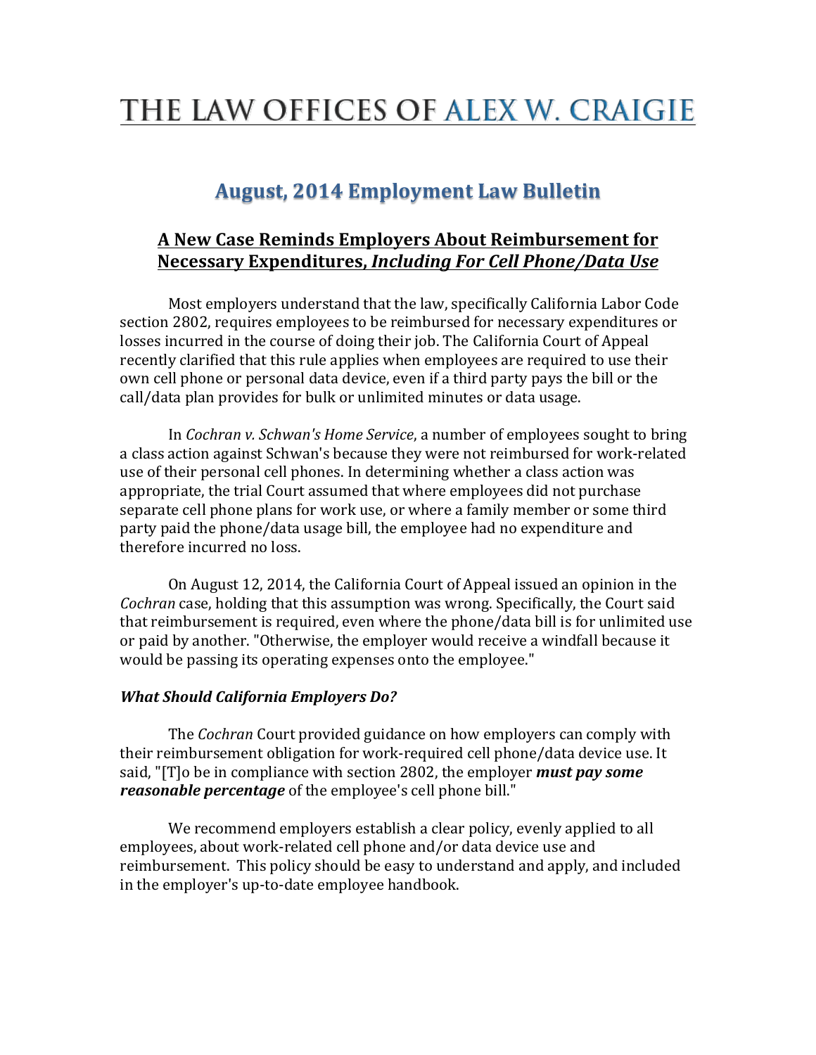# THE LAW OFFICES OF ALEX W. CRAIGIE

## August, 2014 Employment Law Bulletin

### A New Case Reminds Employers About Reimbursement for Necessary Expenditures, *Including For Cell Phone/Data Use*

Most employers understand that the law, specifically California Labor Code section 2802, requires employees to be reimbursed for necessary expenditures or losses incurred in the course of doing their job. The California Court of Appeal recently clarified that this rule applies when employees are required to use their own cell phone or personal data device, even if a third party pays the bill or the call/data plan provides for bulk or unlimited minutes or data usage.

In *Cochran v. Schwan's Home Service*, a number of employees sought to bring a class action against Schwan's because they were not reimbursed for work-related use of their personal cell phones. In determining whether a class action was appropriate, the trial Court assumed that where employees did not purchase separate cell phone plans for work use, or where a family member or some third party paid the phone/data usage bill, the employee had no expenditure and therefore incurred no loss.

On August 12, 2014, the California Court of Appeal issued an opinion in the *Cochran* case, holding that this assumption was wrong. Specifically, the Court said that reimbursement is required, even where the phone/data bill is for unlimited use or paid by another. "Otherwise, the employer would receive a windfall because it would be passing its operating expenses onto the employee."

***What Should California Employers Do?***

The *Cochran* Court provided guidance on how employers can comply with their reimbursement obligation for work-required cell phone/data device use. It said, "[T]o be in compliance with section 2802, the employer ***must pay some reasonable percentage*** of the employee's cell phone bill."

We recommend employers establish a clear policy, evenly applied to all employees, about work-related cell phone and/or data device use and reimbursement. This policy should be easy to understand and apply, and included in the employer's up-to-date employee handbook.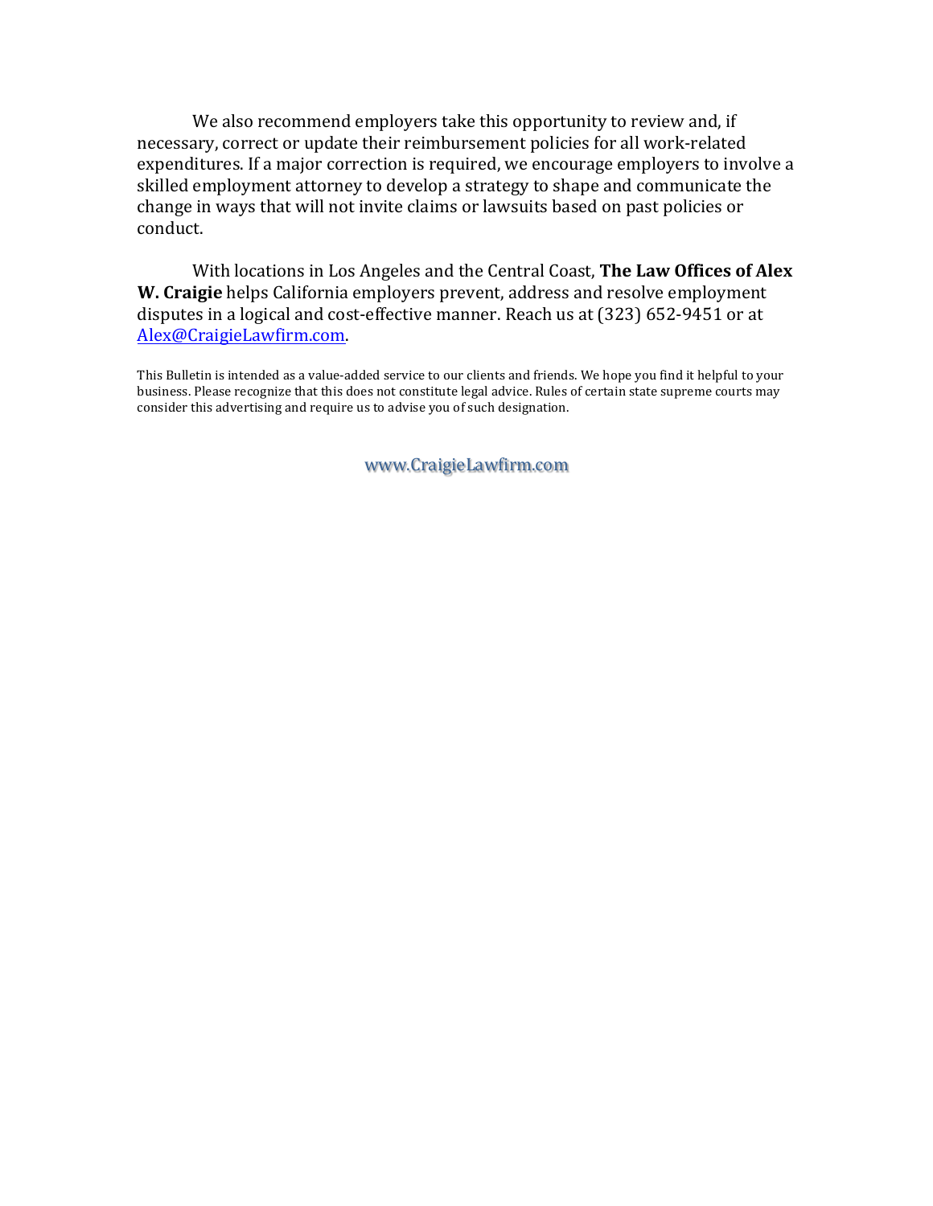We also recommend employers take this opportunity to review and, if necessary, correct or update their reimbursement policies for all work-related expenditures. If a major correction is required, we encourage employers to involve a skilled employment attorney to develop a strategy to shape and communicate the change in ways that will not invite claims or lawsuits based on past policies or conduct.

With locations in Los Angeles and the Central Coast, **The Law Offices of Alex W. Craigie** helps California employers prevent, address and resolve employment disputes in a logical and cost-effective manner. Reach us at (323) 652-9451 or at Alex@CraigieLawfirm.com.

This Bulletin is intended as a value-added service to our clients and friends. We hope you find it helpful to your business. Please recognize that this does not constitute legal advice. Rules of certain state supreme courts may consider this advertising and require us to advise you of such designation.

www.CraigieLawfirm.com